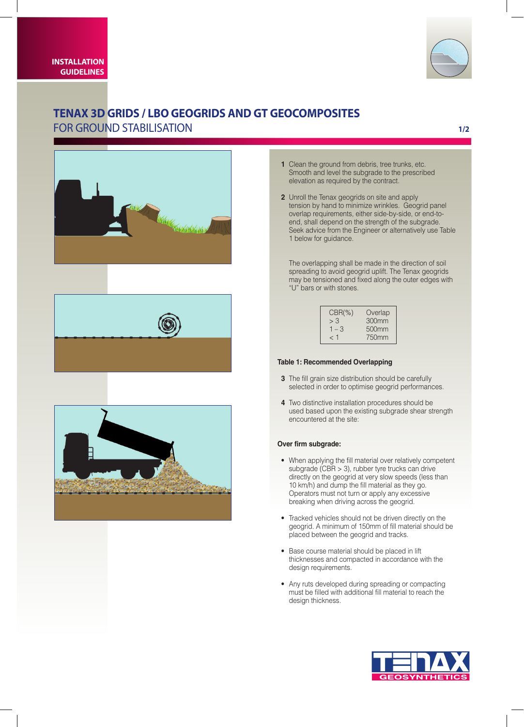INSTALLATION GUIDELINES

# TENAX 3D GRIDS / LBO GEOGRIDS AND GT GEOCOMPOSITES

## FOR GROUND STABILISATION

1 Clean the ground from debris, tree trunks, etc. Smooth and level the subgrade to the prescribed elevation as required by the contract.

2 Unroll the Tenax geogrids on site and apply tension by hand to minimize wrinkles. Geogrid panel overlap requirements, either side-by-side, or end-to-end, shall depend on the strength of the subgrade. Seek advice from the Engineer or alternatively use Table 1 below for guidance.

The overlapping shall be made in the direction of soil spreading to avoid geogrid uplift. The Tenax geogrids may be tensioned and fixed along the outer edges with "U" bars or with stones.

| CBR(%) | Overlap |
|---|---|
| > 3 | 300mm |
| 1 – 3 | 500mm |
| < 1 | 750mm |

**Table 1: Recommended Overlapping**

3 The fill grain size distribution should be carefully selected in order to optimise geogrid performances.

4 Two distinctive installation procedures should be used based upon the existing subgrade shear strength encountered at the site:

**Over firm subgrade:**

- When applying the fill material over relatively competent subgrade (CBR > 3), rubber tyre trucks can drive directly on the geogrid at very slow speeds (less than 10 km/h) and dump the fill material as they go. Operators must not turn or apply any excessive breaking when driving across the geogrid.
- Tracked vehicles should not be driven directly on the geogrid. A minimum of 150mm of fill material should be placed between the geogrid and tracks.
- Base course material should be placed in lift thicknesses and compacted in accordance with the design requirements.
- Any ruts developed during spreading or compacting must be filled with additional fill material to reach the design thickness.

TENAX GEOSYNTHETICS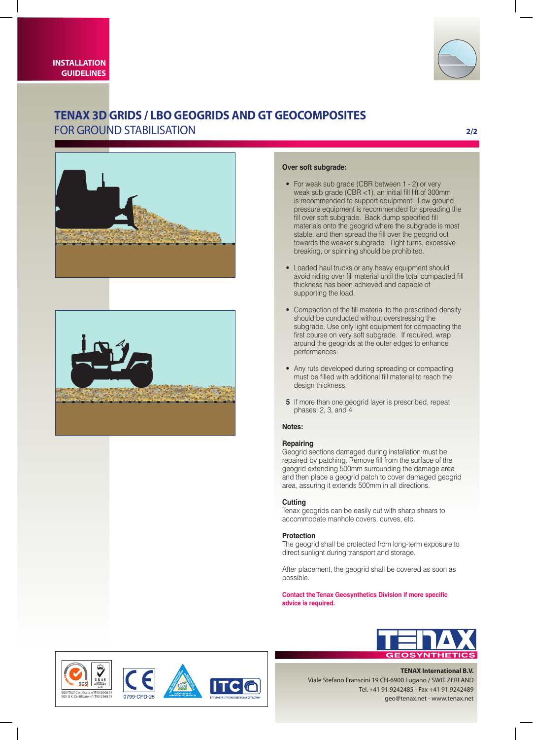INSTALLATION GUIDELINES

# TENAX 3D GRIDS / LBO GEOGRIDS AND GT GEOCOMPOSITES
## FOR GROUND STABILISATION

**Over soft subgrade:**

- For weak sub grade (CBR between 1 - 2) or very weak sub grade (CBR <1), an initial fill lift of 300mm is recommended to support equipment. Low ground pressure equipment is recommended for spreading the fill over soft subgrade. Back dump specified fill materials onto the geogrid where the subgrade is most stable, and then spread the fill over the geogrid out towards the weaker subgrade. Tight turns, excessive breaking, or spinning should be prohibited.
- Loaded haul trucks or any heavy equipment should avoid riding over fill material until the total compacted fill thickness has been achieved and capable of supporting the load.
- Compaction of the fill material to the prescribed density should be conducted without overstressing the subgrade. Use only light equipment for compacting the first course on very soft subgrade. If required, wrap around the geogrids at the outer edges to enhance performances.
- Any ruts developed during spreading or compacting must be filled with additional fill material to reach the design thickness.

**5** If more than one geogrid layer is prescribed, repeat phases: 2, 3, and 4.

**Notes:**

**Repairing**
Geogrid sections damaged during installation must be repaired by patching. Remove fill from the surface of the geogrid extending 500mm surrounding the damage area and then place a geogrid patch to cover damaged geogrid area, assuring it extends 500mm in all directions.

**Cutting**
Tenax geogrids can be easily cut with sharp shears to accommodate manhole covers, curves, etc.

**Protection**
The geogrid shall be protected from long-term exposure to direct sunlight during transport and storage.

After placement, the geogrid shall be covered as soon as possible.

**Contact the Tenax Geosynthetics Division if more specific advice is required.**

TENAX GEOSYNTHETICS

**TENAX International B.V.**
Viale Stefano Franscini 19 CH-6900 Lugano / SWITZERLAND
Tel. +41 91.9242485 - Fax +41 91.9242489
geo@tenax.net - www.tenax.net

SGS ITALY Certificate n° IT93/0008.01
SGS U.K. Certificate n° IT93/2568.01
0799-CPD-25